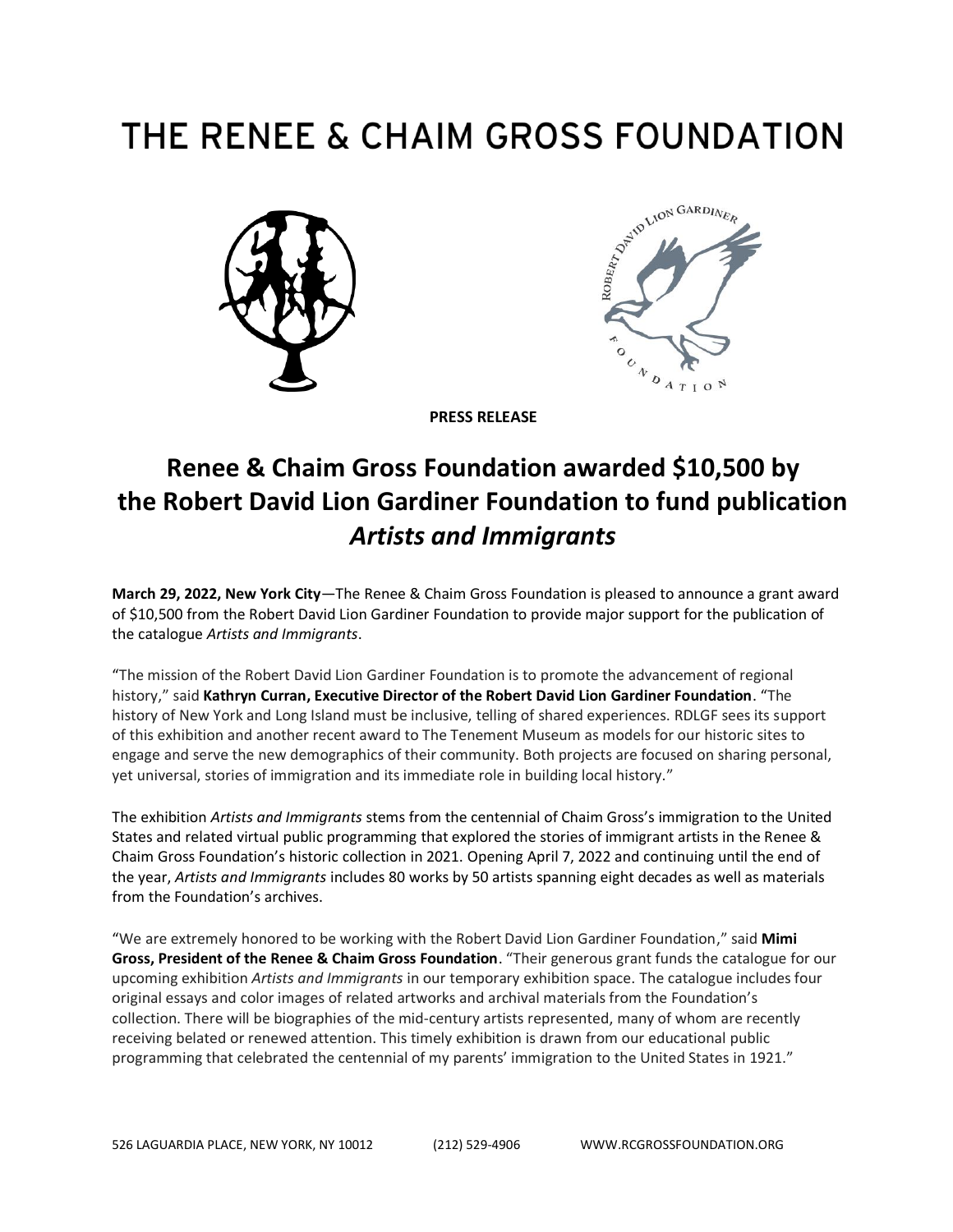# THE RENEE & CHAIM GROSS FOUNDATION

**PRESS RELEASE**

## Renee & Chaim Gross Foundation awarded $10,500 by the Robert David Lion Gardiner Foundation to fund publication *Artists and Immigrants*

**March 29, 2022, New York City**—The Renee & Chaim Gross Foundation is pleased to announce a grant award of $10,500 from the Robert David Lion Gardiner Foundation to provide major support for the publication of the catalogue *Artists and Immigrants*.

"The mission of the Robert David Lion Gardiner Foundation is to promote the advancement of regional history," said **Kathryn Curran, Executive Director of the Robert David Lion Gardiner Foundation**. "The history of New York and Long Island must be inclusive, telling of shared experiences. RDLGF sees its support of this exhibition and another recent award to The Tenement Museum as models for our historic sites to engage and serve the new demographics of their community. Both projects are focused on sharing personal, yet universal, stories of immigration and its immediate role in building local history."

The exhibition *Artists and Immigrants* stems from the centennial of Chaim Gross's immigration to the United States and related virtual public programming that explored the stories of immigrant artists in the Renee & Chaim Gross Foundation's historic collection in 2021. Opening April 7, 2022 and continuing until the end of the year, *Artists and Immigrants* includes 80 works by 50 artists spanning eight decades as well as materials from the Foundation's archives.

"We are extremely honored to be working with the Robert David Lion Gardiner Foundation," said **Mimi Gross, President of the Renee & Chaim Gross Foundation**. "Their generous grant funds the catalogue for our upcoming exhibition *Artists and Immigrants* in our temporary exhibition space. The catalogue includes four original essays and color images of related artworks and archival materials from the Foundation's collection. There will be biographies of the mid-century artists represented, many of whom are recently receiving belated or renewed attention. This timely exhibition is drawn from our educational public programming that celebrated the centennial of my parents' immigration to the United States in 1921."

526 LAGUARDIA PLACE, NEW YORK, NY 10012 (212) 529-4906 WWW.RCGROSSFOUNDATION.ORG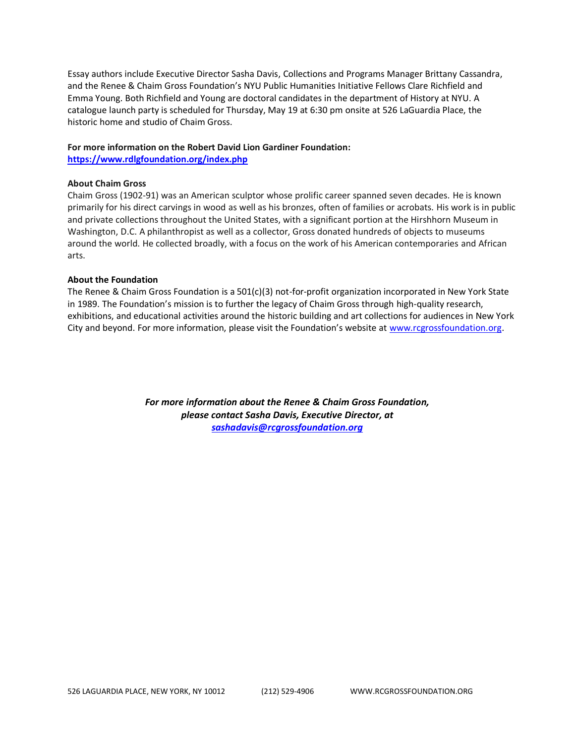Essay authors include Executive Director Sasha Davis, Collections and Programs Manager Brittany Cassandra, and the Renee & Chaim Gross Foundation's NYU Public Humanities Initiative Fellows Clare Richfield and Emma Young. Both Richfield and Young are doctoral candidates in the department of History at NYU. A catalogue launch party is scheduled for Thursday, May 19 at 6:30 pm onsite at 526 LaGuardia Place, the historic home and studio of Chaim Gross.

**For more information on the Robert David Lion Gardiner Foundation:**
**https://www.rdlgfoundation.org/index.php**

**About Chaim Gross**
Chaim Gross (1902-91) was an American sculptor whose prolific career spanned seven decades. He is known primarily for his direct carvings in wood as well as his bronzes, often of families or acrobats. His work is in public and private collections throughout the United States, with a significant portion at the Hirshhorn Museum in Washington, D.C. A philanthropist as well as a collector, Gross donated hundreds of objects to museums around the world. He collected broadly, with a focus on the work of his American contemporaries and African arts.

**About the Foundation**
The Renee & Chaim Gross Foundation is a 501(c)(3) not-for-profit organization incorporated in New York State in 1989. The Foundation's mission is to further the legacy of Chaim Gross through high-quality research, exhibitions, and educational activities around the historic building and art collections for audiences in New York City and beyond. For more information, please visit the Foundation's website at www.rcgrossfoundation.org.

***For more information about the Renee & Chaim Gross Foundation, please contact Sasha Davis, Executive Director, at sashadavis@rcgrossfoundation.org***

526 LAGUARDIA PLACE, NEW YORK, NY 10012 (212) 529-4906 WWW.RCGROSSFOUNDATION.ORG